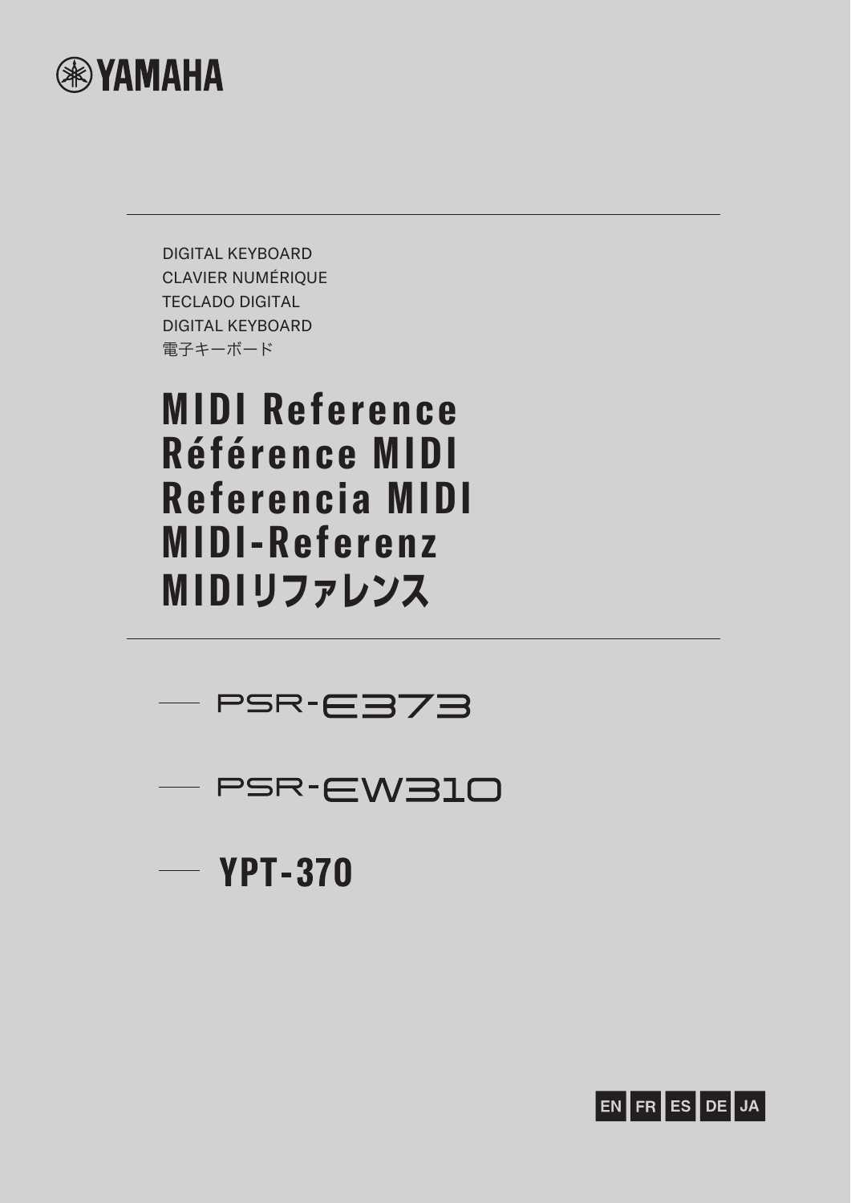YAMAHA

DIGITAL KEYBOARD
CLAVIER NUMÉRIQUE
TECLADO DIGITAL
DIGITAL KEYBOARD
電子キーボード

# MIDI Reference
# Référence MIDI
# Referencia MIDI
# MIDI-Referenz
# MIDIリファレンス

— PSR-E373

— PSR-EW310

— YPT-370

EN FR ES DE JA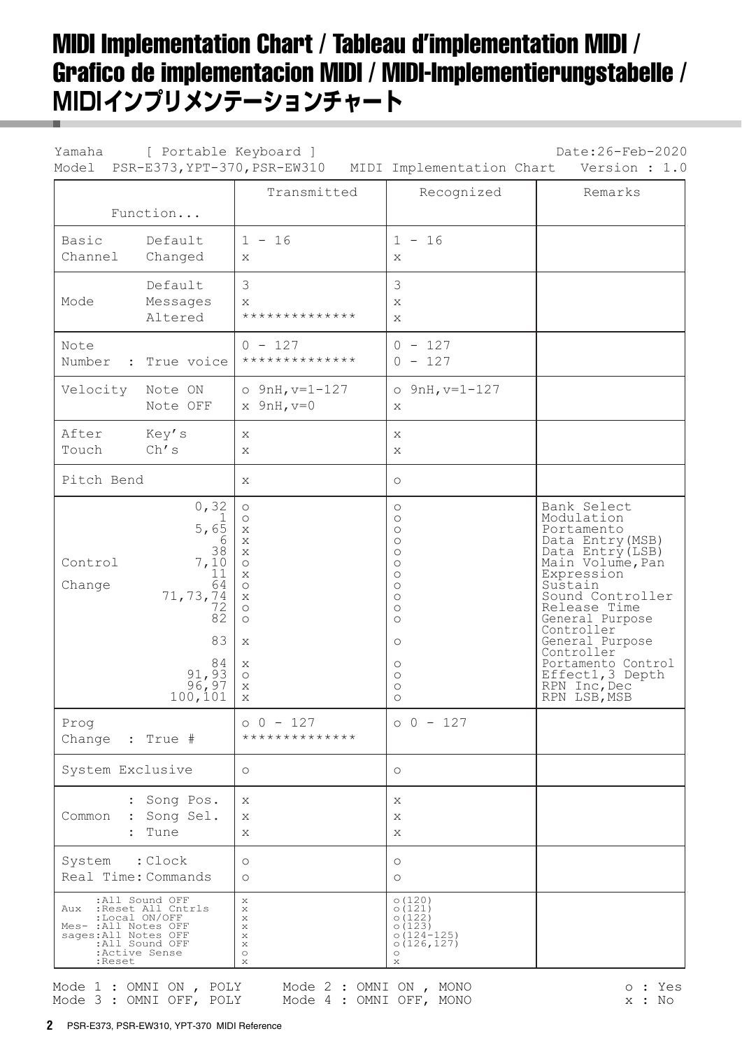# MIDI Implementation Chart / Tableau d'implementation MIDI / Grafico de implementacion MIDI / MIDI-Implementierungstabelle / MIDIインプリメンテーションチャート

Yamaha [ Portable Keyboard ] Date:26-Feb-2020
Model PSR-E373,YPT-370,PSR-EW310 MIDI Implementation Chart Version : 1.0

| Function... | | Transmitted | Recognized | Remarks |
|---|---|---|---|---|
| Basic Channel | Default | 1 - 16 | 1 - 16 | |
| | Changed | x | x | |
| Mode | Default | 3 | 3 | |
| | Messages | x | x | |
| | Altered | ************** | x | |
| Note Number | | 0 - 127 | 0 - 127 | |
| | : True voice | ************** | 0 - 127 | |
| Velocity | Note ON | o 9nH,v=1-127 | o 9nH,v=1-127 | |
| | Note OFF | x 9nH,v=0 | x | |
| After Touch | Key's | x | x | |
| | Ch's | x | x | |
| Pitch Bend | | x | o | |
| Control Change | 0,32 | o | o | Bank Select |
| | 1 | o | o | Modulation |
| | 5,65 | x | o | Portamento |
| | 6 | x | o | Data Entry(MSB) |
| | 38 | x | o | Data Entry(LSB) |
| | 7,10 | o | o | Main Volume,Pan |
| | 11 | x | o | Expression |
| | 64 | o | o | Sustain |
| | 71,73,74 | x | o | Sound Controller |
| | 72 | o | o | Release Time |
| | 82 | o | o | General Purpose Controller |
| | 83 | x | o | General Purpose Controller |
| | 84 | x | o | Portamento Control |
| | 91,93 | o | o | Effect1,3 Depth |
| | 96,97 | x | o | RPN Inc,Dec |
| | 100,101 | x | o | RPN LSB,MSB |
| Prog Change | | o 0 - 127 | o 0 - 127 | |
| | : True # | ************** | | |
| System Exclusive | | o | o | |
| Common | : Song Pos. | x | x | |
| | : Song Sel. | x | x | |
| | : Tune | x | x | |
| System Real Time | : Clock | o | o | |
| | : Commands | o | o | |
| Aux Messages | :All Sound OFF | x | o(120) | |
| | :Reset All Cntrls | x | o(121) | |
| | :Local ON/OFF | x | o(122) | |
| | :All Notes OFF | x | o(123) | |
| | :All Notes OFF | x | o(124-125) | |
| | :All Sound OFF | x | o(126,127) | |
| | :Active Sense | o | o | |
| | :Reset | x | x | |

Mode 1 : OMNI ON , POLY Mode 2 : OMNI ON , MONO o : Yes
Mode 3 : OMNI OFF, POLY Mode 4 : OMNI OFF, MONO x : No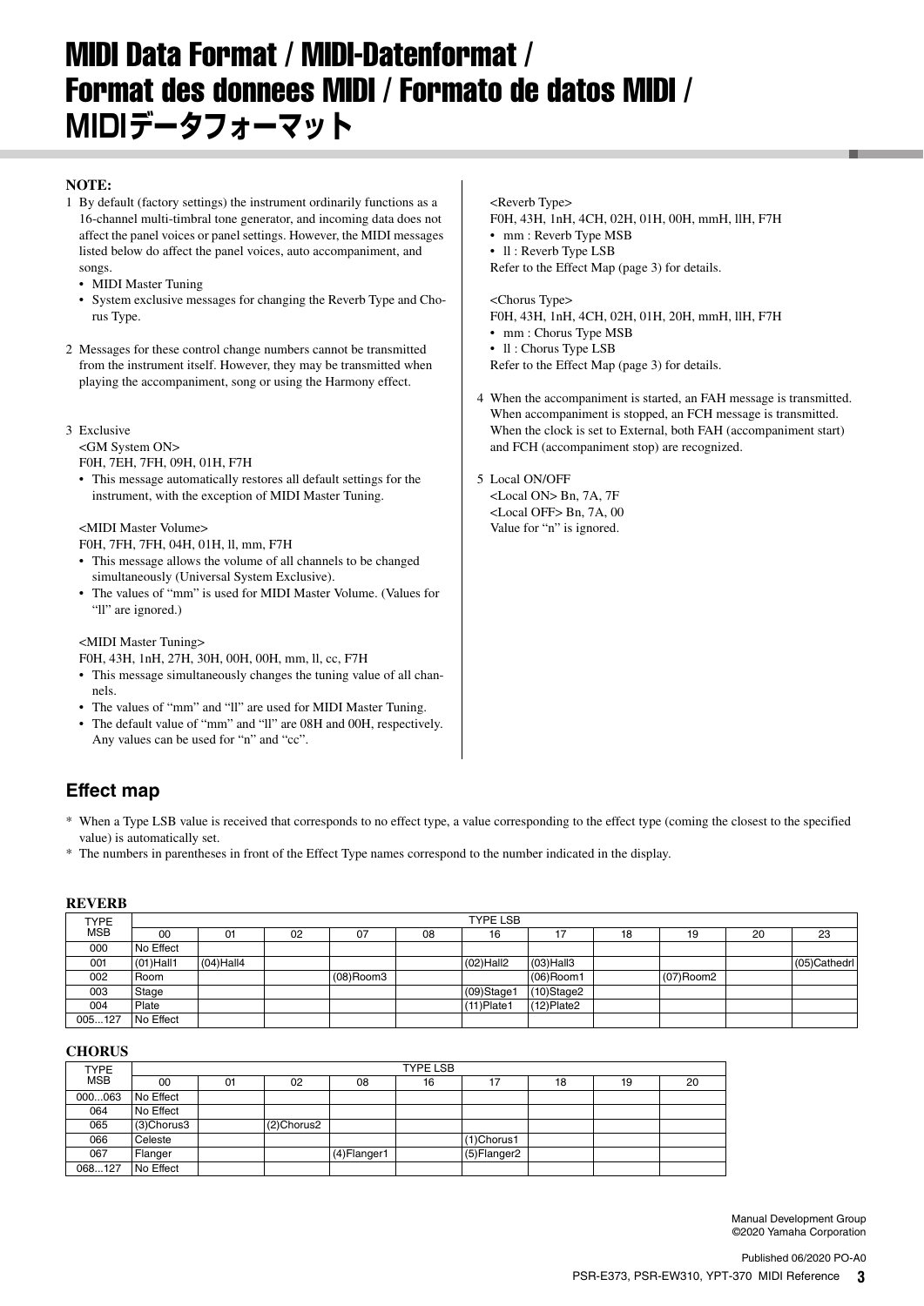# MIDI Data Format / MIDI-Datenformat / Format des donnees MIDI / Formato de datos MIDI / MIDIデータフォーマット

**NOTE:**

1 By default (factory settings) the instrument ordinarily functions as a 16-channel multi-timbral tone generator, and incoming data does not affect the panel voices or panel settings. However, the MIDI messages listed below do affect the panel voices, auto accompaniment, and songs.
  - MIDI Master Tuning
  - System exclusive messages for changing the Reverb Type and Chorus Type.

2 Messages for these control change numbers cannot be transmitted from the instrument itself. However, they may be transmitted when playing the accompaniment, song or using the Harmony effect.

3 Exclusive

<GM System ON>
F0H, 7EH, 7FH, 09H, 01H, F7H
- This message automatically restores all default settings for the instrument, with the exception of MIDI Master Tuning.

<MIDI Master Volume>
F0H, 7FH, 7FH, 04H, 01H, ll, mm, F7H
- This message allows the volume of all channels to be changed simultaneously (Universal System Exclusive).
- The values of "mm" is used for MIDI Master Volume. (Values for "ll" are ignored.)

<MIDI Master Tuning>
F0H, 43H, 1nH, 27H, 30H, 00H, 00H, mm, ll, cc, F7H
- This message simultaneously changes the tuning value of all channels.
- The values of "mm" and "ll" are used for MIDI Master Tuning.
- The default value of "mm" and "ll" are 08H and 00H, respectively. Any values can be used for "n" and "cc".

<Reverb Type>
F0H, 43H, 1nH, 4CH, 02H, 01H, 00H, mmH, llH, F7H
- mm : Reverb Type MSB
- ll : Reverb Type LSB

Refer to the Effect Map (page 3) for details.

<Chorus Type>
F0H, 43H, 1nH, 4CH, 02H, 01H, 20H, mmH, llH, F7H
- mm : Chorus Type MSB
- ll : Chorus Type LSB

Refer to the Effect Map (page 3) for details.

4 When the accompaniment is started, an FAH message is transmitted. When accompaniment is stopped, an FCH message is transmitted. When the clock is set to External, both FAH (accompaniment start) and FCH (accompaniment stop) are recognized.

5 Local ON/OFF
<Local ON> Bn, 7A, 7F
<Local OFF> Bn, 7A, 00
Value for "n" is ignored.

## Effect map

\* When a Type LSB value is received that corresponds to no effect type, a value corresponding to the effect type (coming the closest to the specified value) is automatically set.

\* The numbers in parentheses in front of the Effect Type names correspond to the number indicated in the display.

**REVERB**

| TYPE MSB | TYPE LSB | | | | | | | | | | |
|---|---|---|---|---|---|---|---|---|---|---|---|
| | 00 | 01 | 02 | 07 | 08 | 16 | 17 | 18 | 19 | 20 | 23 |
| 000 | No Effect | | | | | | | | | | |
| 001 | (01)Hall1 | (04)Hall4 | | | | (02)Hall2 | (03)Hall3 | | | | (05)Cathedrl |
| 002 | Room | | | (08)Room3 | | | (06)Room1 | | (07)Room2 | | |
| 003 | Stage | | | | | (09)Stage1 | (10)Stage2 | | | | |
| 004 | Plate | | | | | (11)Plate1 | (12)Plate2 | | | | |
| 005...127 | No Effect | | | | | | | | | | |

**CHORUS**

| TYPE MSB | TYPE LSB | | | | | | | | |
|---|---|---|---|---|---|---|---|---|---|
| | 00 | 01 | 02 | 08 | 16 | 17 | 18 | 19 | 20 |
| 000...063 | No Effect | | | | | | | | |
| 064 | No Effect | | | | | | | | |
| 065 | (3)Chorus3 | | (2)Chorus2 | | | | | | |
| 066 | Celeste | | | | | (1)Chorus1 | | | |
| 067 | Flanger | | | (4)Flanger1 | | (5)Flanger2 | | | |
| 068...127 | No Effect | | | | | | | | |

Manual Development Group
©2020 Yamaha Corporation

Published 06/2020 PO-A0